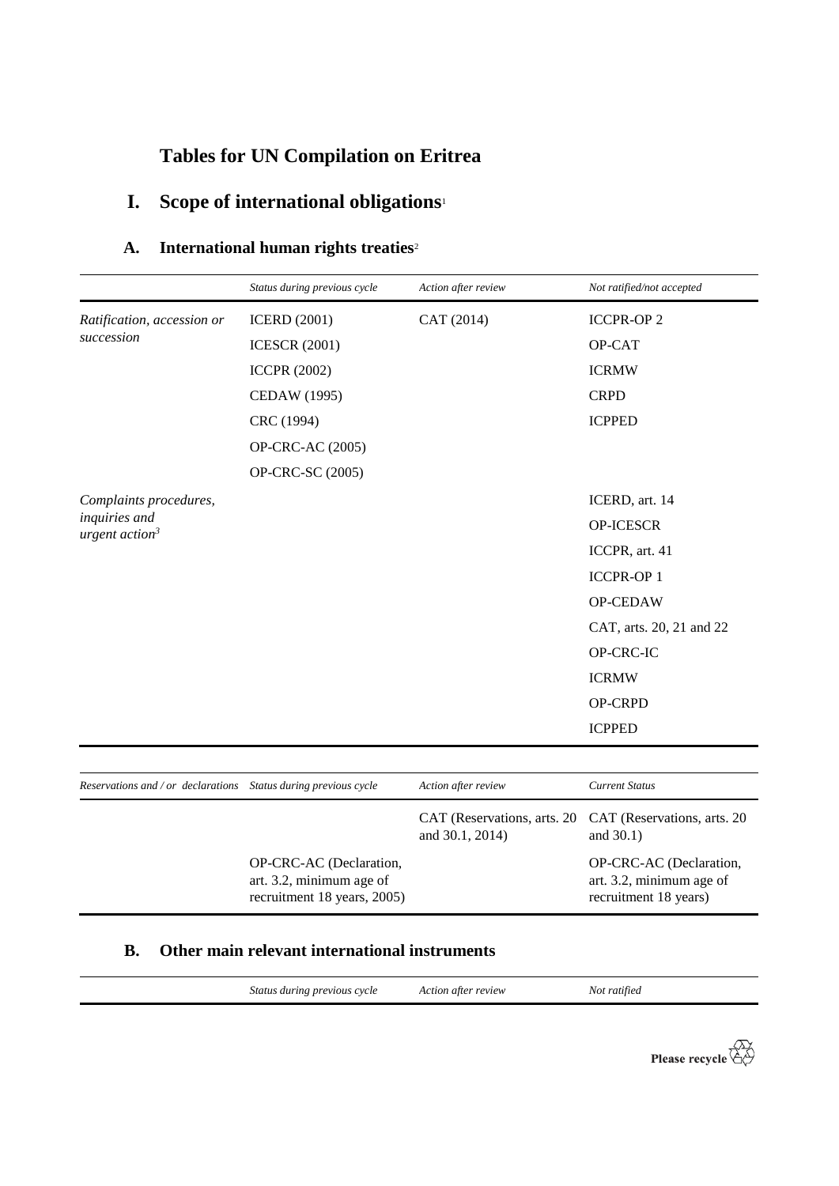# Tables for UN Compilation on Eritrea

## I. Scope of international obligations[1]

### A. International human rights treaties[2]

| | *Status during previous cycle* | *Action after review* | *Not ratified/not accepted* |
|---|---|---|---|
| *Ratification, accession or succession* | ICERD (2001) | CAT (2014) | ICCPR-OP 2 |
| | ICESCR (2001) | | OP-CAT |
| | ICCPR (2002) | | ICRMW |
| | CEDAW (1995) | | CRPD |
| | CRC (1994) | | ICPPED |
| | OP-CRC-AC (2005) | | |
| | OP-CRC-SC (2005) | | |
| *Complaints procedures, inquiries and urgent action*[3] | | | ICERD, art. 14 |
| | | | OP-ICESCR |
| | | | ICCPR, art. 41 |
| | | | ICCPR-OP 1 |
| | | | OP-CEDAW |
| | | | CAT, arts. 20, 21 and 22 |
| | | | OP-CRC-IC |
| | | | ICRMW |
| | | | OP-CRPD |
| | | | ICPPED |

| *Reservations and / or declarations* | *Status during previous cycle* | *Action after review* | *Current Status* |
|---|---|---|---|
| | | CAT (Reservations, arts. 20 and 30.1, 2014) | CAT (Reservations, arts. 20 and 30.1) |
| | OP-CRC-AC (Declaration, art. 3.2, minimum age of recruitment 18 years, 2005) | | OP-CRC-AC (Declaration, art. 3.2, minimum age of recruitment 18 years) |

### B. Other main relevant international instruments

| | *Status during previous cycle* | *Action after review* | *Not ratified* |
|---|---|---|---|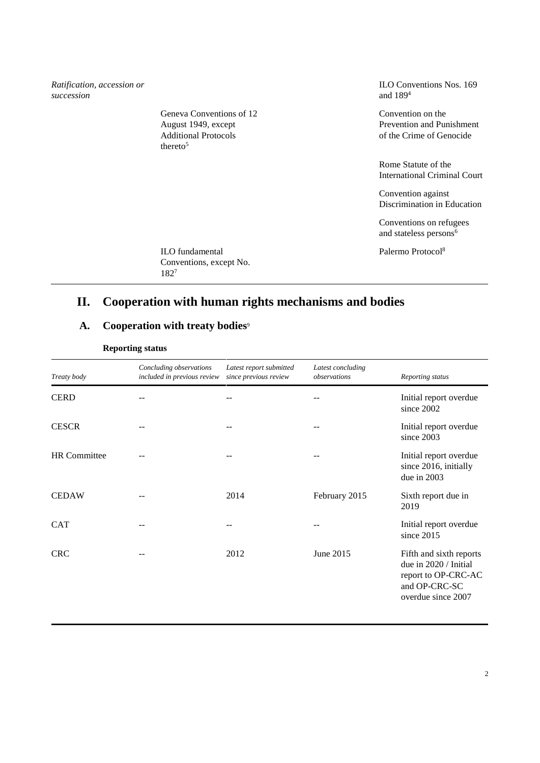| | | |
|---|---|---|
| *Ratification, accession or succession* | | ILO Conventions Nos. 169 and 189[4] |
| | Geneva Conventions of 12 August 1949, except Additional Protocols thereto[5] | Convention on the Prevention and Punishment of the Crime of Genocide |
| | | Rome Statute of the International Criminal Court |
| | | Convention against Discrimination in Education |
| | | Conventions on refugees and stateless persons[6] |
| | ILO fundamental Conventions, except No. 182[7] | Palermo Protocol[8] |

# II. Cooperation with human rights mechanisms and bodies

## A. Cooperation with treaty bodies[9]

**Reporting status**

| *Treaty body* | *Concluding observations included in previous review* | *Latest report submitted since previous review* | *Latest concluding observations* | *Reporting status* |
|---|---|---|---|---|
| CERD | -- | -- | -- | Initial report overdue since 2002 |
| CESCR | -- | -- | -- | Initial report overdue since 2003 |
| HR Committee | -- | -- | -- | Initial report overdue since 2016, initially due in 2003 |
| CEDAW | -- | 2014 | February 2015 | Sixth report due in 2019 |
| CAT | -- | -- | -- | Initial report overdue since 2015 |
| CRC | -- | 2012 | June 2015 | Fifth and sixth reports due in 2020 / Initial report to OP-CRC-AC and OP-CRC-SC overdue since 2007 |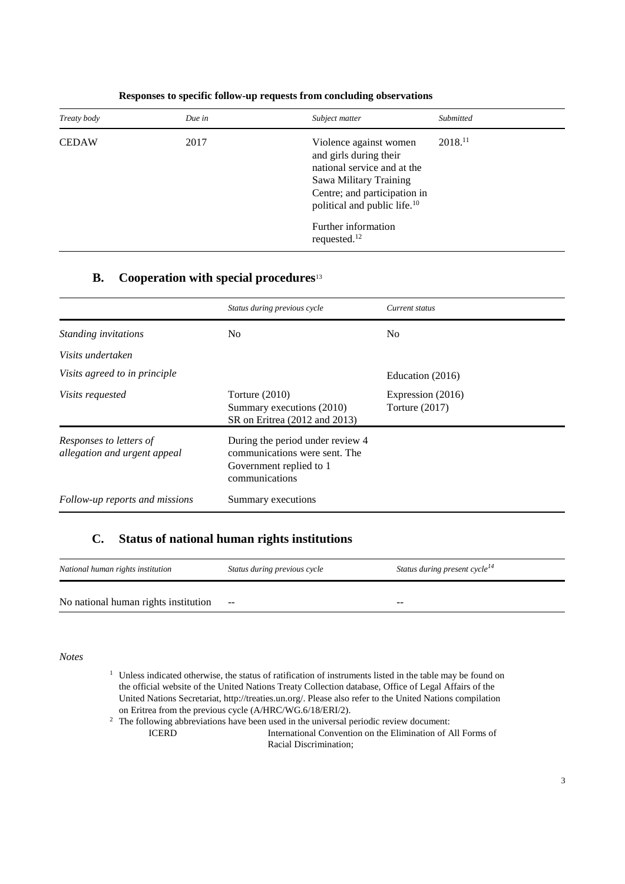**Responses to specific follow-up requests from concluding observations**

| *Treaty body* | *Due in* | *Subject matter* | *Submitted* |
|---|---|---|---|
| CEDAW | 2017 | Violence against women and girls during their national service and at the Sawa Military Training Centre; and participation in political and public life.[10] | 2018.[11] |
| | | Further information requested.[12] | |

## B. Cooperation with special procedures[13]

| | *Status during previous cycle* | *Current status* |
|---|---|---|
| *Standing invitations* | No | No |
| *Visits undertaken* | | |
| *Visits agreed to in principle* | | Education (2016) |
| *Visits requested* | Torture (2010)<br>Summary executions (2010)<br>SR on Eritrea (2012 and 2013) | Expression (2016)<br>Torture (2017) |
| *Responses to letters of allegation and urgent appeal* | During the period under review 4 communications were sent. The Government replied to 1 communications | |
| *Follow-up reports and missions* | Summary executions | |

## C. Status of national human rights institutions

| *National human rights institution* | *Status during previous cycle* | *Status during present cycle[14]* |
|---|---|---|
| No national human rights institution | -- | -- |

*Notes*

[1] Unless indicated otherwise, the status of ratification of instruments listed in the table may be found on the official website of the United Nations Treaty Collection database, Office of Legal Affairs of the United Nations Secretariat, http://treaties.un.org/. Please also refer to the United Nations compilation on Eritrea from the previous cycle (A/HRC/WG.6/18/ERI/2).

[2] The following abbreviations have been used in the universal periodic review document:

ICERD — International Convention on the Elimination of All Forms of Racial Discrimination;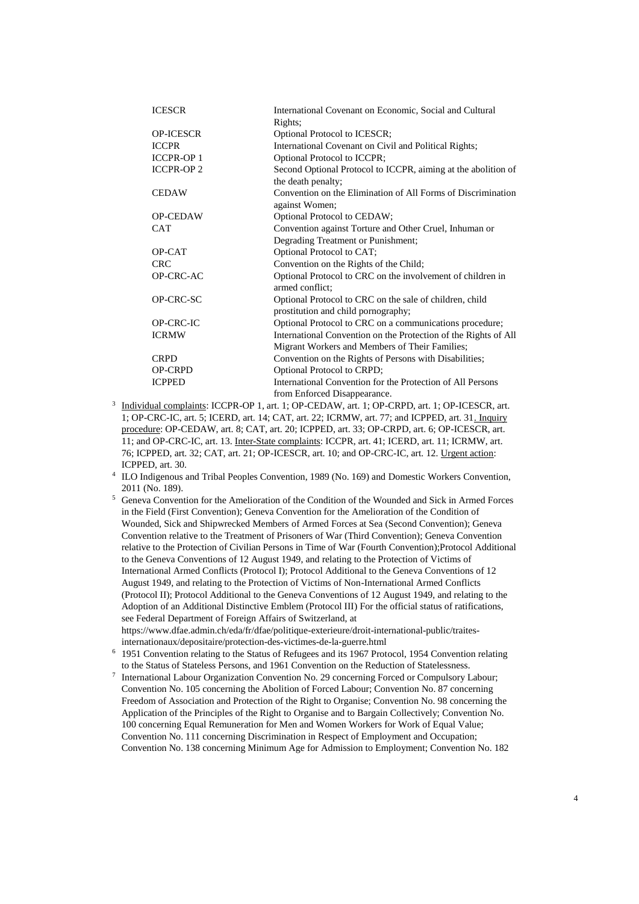| | |
|---|---|
| ICESCR | International Covenant on Economic, Social and Cultural Rights; |
| OP-ICESCR | Optional Protocol to ICESCR; |
| ICCPR | International Covenant on Civil and Political Rights; |
| ICCPR-OP 1 | Optional Protocol to ICCPR; |
| ICCPR-OP 2 | Second Optional Protocol to ICCPR, aiming at the abolition of the death penalty; |
| CEDAW | Convention on the Elimination of All Forms of Discrimination against Women; |
| OP-CEDAW | Optional Protocol to CEDAW; |
| CAT | Convention against Torture and Other Cruel, Inhuman or Degrading Treatment or Punishment; |
| OP-CAT | Optional Protocol to CAT; |
| CRC | Convention on the Rights of the Child; |
| OP-CRC-AC | Optional Protocol to CRC on the involvement of children in armed conflict; |
| OP-CRC-SC | Optional Protocol to CRC on the sale of children, child prostitution and child pornography; |
| OP-CRC-IC | Optional Protocol to CRC on a communications procedure; |
| ICRMW | International Convention on the Protection of the Rights of All Migrant Workers and Members of Their Families; |
| CRPD | Convention on the Rights of Persons with Disabilities; |
| OP-CRPD | Optional Protocol to CRPD; |
| ICPPED | International Convention for the Protection of All Persons from Enforced Disappearance. |

[3] Individual complaints: ICCPR-OP 1, art. 1; OP-CEDAW, art. 1; OP-CRPD, art. 1; OP-ICESCR, art. 1; OP-CRC-IC, art. 5; ICERD, art. 14; CAT, art. 22; ICRMW, art. 77; and ICPPED, art. 31. Inquiry procedure: OP-CEDAW, art. 8; CAT, art. 20; ICPPED, art. 33; OP-CRPD, art. 6; OP-ICESCR, art. 11; and OP-CRC-IC, art. 13. Inter-State complaints: ICCPR, art. 41; ICERD, art. 11; ICRMW, art. 76; ICPPED, art. 32; CAT, art. 21; OP-ICESCR, art. 10; and OP-CRC-IC, art. 12. Urgent action: ICPPED, art. 30.

[4] ILO Indigenous and Tribal Peoples Convention, 1989 (No. 169) and Domestic Workers Convention, 2011 (No. 189).

[5] Geneva Convention for the Amelioration of the Condition of the Wounded and Sick in Armed Forces in the Field (First Convention); Geneva Convention for the Amelioration of the Condition of Wounded, Sick and Shipwrecked Members of Armed Forces at Sea (Second Convention); Geneva Convention relative to the Treatment of Prisoners of War (Third Convention); Geneva Convention relative to the Protection of Civilian Persons in Time of War (Fourth Convention);Protocol Additional to the Geneva Conventions of 12 August 1949, and relating to the Protection of Victims of International Armed Conflicts (Protocol I); Protocol Additional to the Geneva Conventions of 12 August 1949, and relating to the Protection of Victims of Non-International Armed Conflicts (Protocol II); Protocol Additional to the Geneva Conventions of 12 August 1949, and relating to the Adoption of an Additional Distinctive Emblem (Protocol III) For the official status of ratifications, see Federal Department of Foreign Affairs of Switzerland, at https://www.dfae.admin.ch/eda/fr/dfae/politique-exterieure/droit-international-public/traites-internationaux/depositaire/protection-des-victimes-de-la-guerre.html

[6] 1951 Convention relating to the Status of Refugees and its 1967 Protocol, 1954 Convention relating to the Status of Stateless Persons, and 1961 Convention on the Reduction of Statelessness.

[7] International Labour Organization Convention No. 29 concerning Forced or Compulsory Labour; Convention No. 105 concerning the Abolition of Forced Labour; Convention No. 87 concerning Freedom of Association and Protection of the Right to Organise; Convention No. 98 concerning the Application of the Principles of the Right to Organise and to Bargain Collectively; Convention No. 100 concerning Equal Remuneration for Men and Women Workers for Work of Equal Value; Convention No. 111 concerning Discrimination in Respect of Employment and Occupation; Convention No. 138 concerning Minimum Age for Admission to Employment; Convention No. 182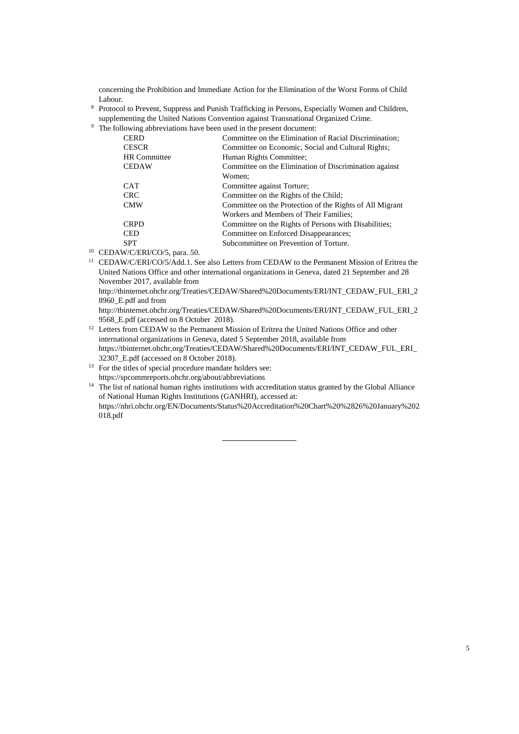concerning the Prohibition and Immediate Action for the Elimination of the Worst Forms of Child Labour.

[8] Protocol to Prevent, Suppress and Punish Trafficking in Persons, Especially Women and Children, supplementing the United Nations Convention against Transnational Organized Crime.

[9] The following abbreviations have been used in the present document:

| | |
|---|---|
| CERD | Committee on the Elimination of Racial Discrimination; |
| CESCR | Committee on Economic, Social and Cultural Rights; |
| HR Committee | Human Rights Committee; |
| CEDAW | Committee on the Elimination of Discrimination against Women; |
| CAT | Committee against Torture; |
| CRC | Committee on the Rights of the Child; |
| CMW | Committee on the Protection of the Rights of All Migrant Workers and Members of Their Families; |
| CRPD | Committee on the Rights of Persons with Disabilities; |
| CED | Committee on Enforced Disappearances; |
| SPT | Subcommittee on Prevention of Torture. |

[10] CEDAW/C/ERI/CO/5, para. 50.

[11] CEDAW/C/ERI/CO/5/Add.1. See also Letters from CEDAW to the Permanent Mission of Eritrea the United Nations Office and other international organizations in Geneva, dated 21 September and 28 November 2017, available from http://tbinternet.ohchr.org/Treaties/CEDAW/Shared%20Documents/ERI/INT_CEDAW_FUL_ERI_28960_E.pdf and from http://tbinternet.ohchr.org/Treaties/CEDAW/Shared%20Documents/ERI/INT_CEDAW_FUL_ERI_29568_E.pdf (accessed on 8 October 2018).

[12] Letters from CEDAW to the Permanent Mission of Eritrea the United Nations Office and other international organizations in Geneva, dated 5 September 2018, available from https://tbinternet.ohchr.org/Treaties/CEDAW/Shared%20Documents/ERI/INT_CEDAW_FUL_ERI_32307_E.pdf (accessed on 8 October 2018).

[13] For the titles of special procedure mandate holders see: https://spcommreports.ohchr.org/about/abbreviations

[14] The list of national human rights institutions with accreditation status granted by the Global Alliance of National Human Rights Institutions (GANHRI), accessed at: https://nhri.ohchr.org/EN/Documents/Status%20Accreditation%20Chart%20%2826%20January%202018.pdf